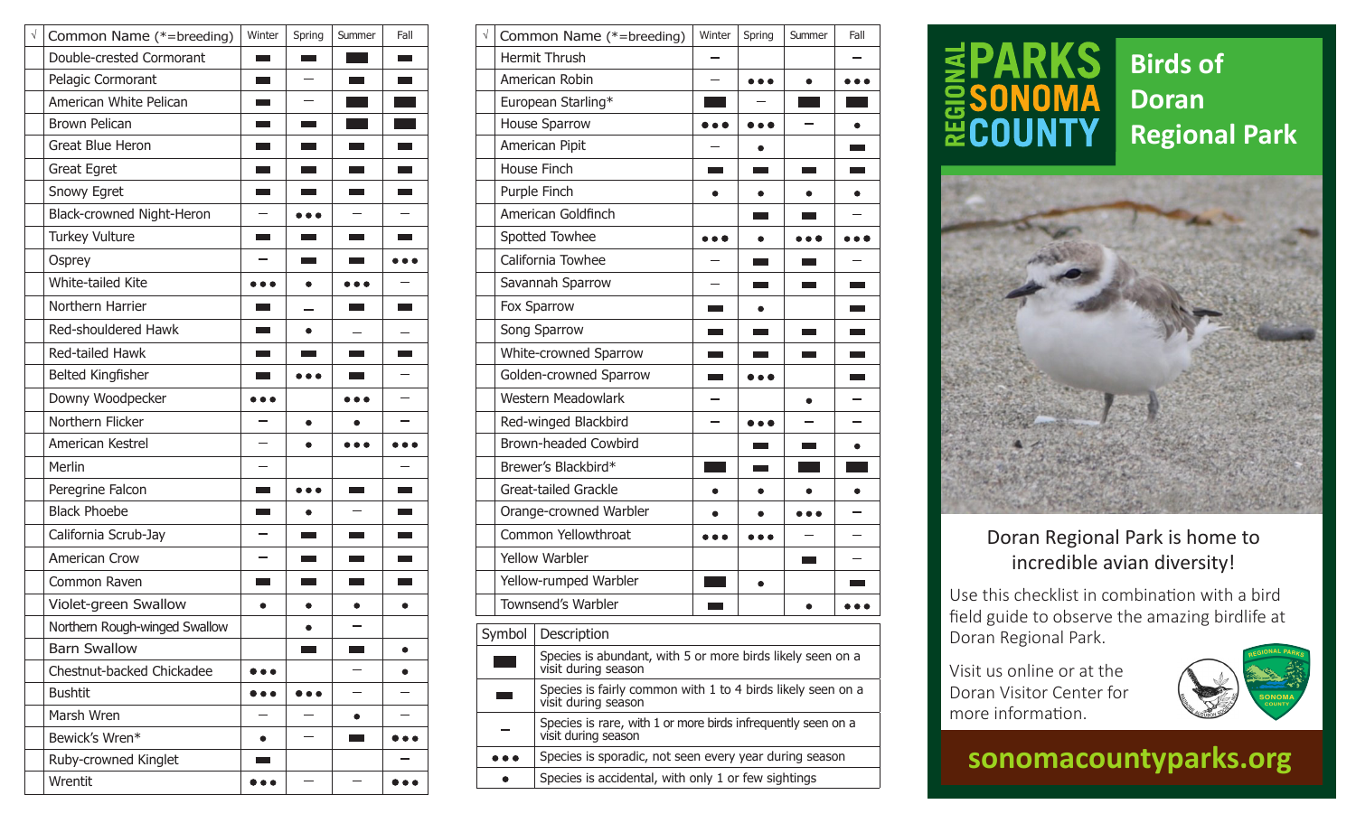| √ | Common Name (*=breeding) | Winter | Spring | Summer | Fall |
|---|---|---|---|---|---|
| | Double-crested Cormorant | ▬ | ▬ | █ | ▬ |
| | Pelagic Cormorant | ▬ | – | ▬ | ▬ |
| | American White Pelican | ▬ | – | █ | █ |
| | Brown Pelican | ▬ | ▬ | █ | █ |
| | Great Blue Heron | ▬ | ▬ | ▬ | ▬ |
| | Great Egret | ▬ | ▬ | ▬ | ▬ |
| | Snowy Egret | ▬ | ▬ | ▬ | ▬ |
| | Black-crowned Night-Heron | – | ••• | – | – |
| | Turkey Vulture | ▬ | ▬ | ▬ | ▬ |
| | Osprey | – | ▬ | ▬ | ••• |
| | White-tailed Kite | ••• | • | ••• | – |
| | Northern Harrier | ▬ | – | ▬ | ▬ |
| | Red-shouldered Hawk | ▬ | • | – | – |
| | Red-tailed Hawk | ▬ | ▬ | ▬ | ▬ |
| | Belted Kingfisher | ▬ | ••• | ▬ | – |
| | Downy Woodpecker | ••• | | ••• | – |
| | Northern Flicker | – | • | • | – |
| | American Kestrel | – | • | ••• | ••• |
| | Merlin | – | | | – |
| | Peregrine Falcon | ▬ | ••• | ▬ | ▬ |
| | Black Phoebe | ▬ | • | – | ▬ |
| | California Scrub-Jay | – | ▬ | ▬ | ▬ |
| | American Crow | – | ▬ | ▬ | ▬ |
| | Common Raven | ▬ | ▬ | ▬ | ▬ |
| | Violet-green Swallow | • | • | • | • |
| | Northern Rough-winged Swallow | | • | – | |
| | Barn Swallow | | ▬ | ▬ | • |
| | Chestnut-backed Chickadee | ••• | | – | • |
| | Bushtit | ••• | ••• | – | – |
| | Marsh Wren | – | – | • | – |
| | Bewick's Wren* | • | – | ▬ | ••• |
| | Ruby-crowned Kinglet | ▬ | | | – |
| | Wrentit | ••• | – | – | ••• |

| √ | Common Name (*=breeding) | Winter | Spring | Summer | Fall |
|---|---|---|---|---|---|
| | Hermit Thrush | – | | | – |
| | American Robin | – | ••• | • | ••• |
| | European Starling* | █ | – | █ | █ |
| | House Sparrow | ••• | ••• | – | • |
| | American Pipit | – | • | | ▬ |
| | House Finch | ▬ | ▬ | ▬ | ▬ |
| | Purple Finch | • | • | • | • |
| | American Goldfinch | | ▬ | ▬ | – |
| | Spotted Towhee | ••• | • | ••• | ••• |
| | California Towhee | – | ▬ | ▬ | – |
| | Savannah Sparrow | – | ▬ | ▬ | ▬ |
| | Fox Sparrow | ▬ | • | | ▬ |
| | Song Sparrow | ▬ | ▬ | ▬ | ▬ |
| | White-crowned Sparrow | ▬ | ▬ | ▬ | ▬ |
| | Golden-crowned Sparrow | ▬ | ••• | | ▬ |
| | Western Meadowlark | – | | • | – |
| | Red-winged Blackbird | – | ••• | – | – |
| | Brown-headed Cowbird | | ▬ | ▬ | • |
| | Brewer's Blackbird* | █ | ▬ | █ | █ |
| | Great-tailed Grackle | • | • | • | • |
| | Orange-crowned Warbler | • | • | ••• | – |
| | Common Yellowthroat | ••• | ••• | – | – |
| | Yellow Warbler | | | ▬ | – |
| | Yellow-rumped Warbler | █ | • | | ▬ |
| | Townsend's Warbler | ▬ | | • | ••• |

| Symbol | Description |
|---|---|
| █ | Species is abundant, with 5 or more birds likely seen on a visit during season |
| ▬ | Species is fairly common with 1 to 4 birds likely seen on a visit during season |
| – | Species is rare, with 1 or more birds infrequently seen on a visit during season |
| ••• | Species is sporadic, not seen every year during season |
| • | Species is accidental, with only 1 or few sightings |

REGIONAL PARKS SONOMA COUNTY

# Birds of Doran Regional Park

Doran Regional Park is home to incredible avian diversity!

Use this checklist in combination with a bird field guide to observe the amazing birdlife at Doran Regional Park.

Visit us online or at the Doran Visitor Center for more information.

**sonomacountyparks.org**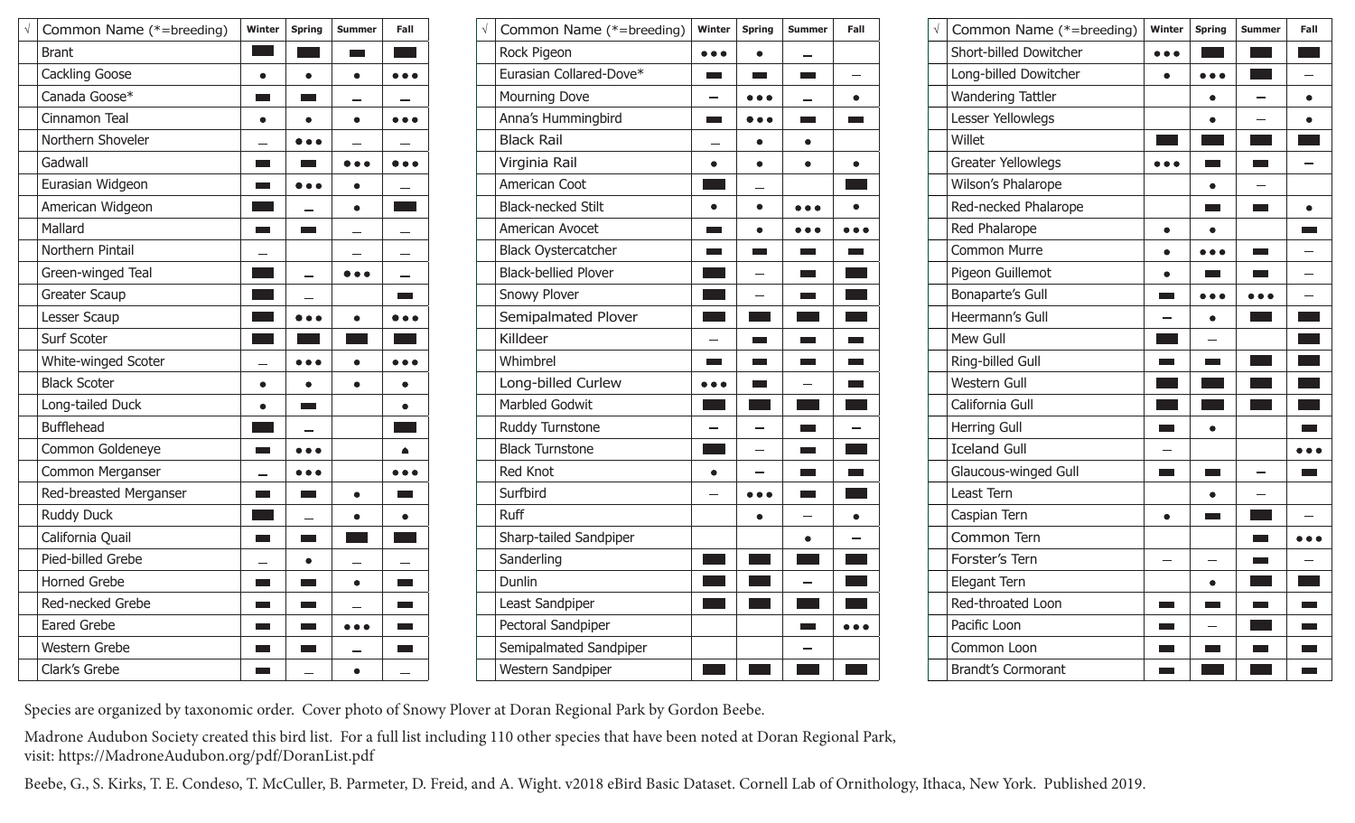| √ | Common Name (*=breeding) | Winter | Spring | Summer | Fall |
|---|---|---|---|---|---|
| | Brant | ▇▇ | ▇▇ | ▬ | ▇▇ |
| | Cackling Goose | • | • | • | ••• |
| | Canada Goose* | ▬ | ▬ | – | – |
| | Cinnamon Teal | • | • | • | ••• |
| | Northern Shoveler | — | ••• | — | — |
| | Gadwall | ▬ | ▬ | ••• | ••• |
| | Eurasian Widgeon | ▬ | ••• | • | — |
| | American Widgeon | ▇▇ | – | • | ▇▇ |
| | Mallard | ▬ | ▬ | — | — |
| | Northern Pintail | — | | — | — |
| | Green-winged Teal | ▇▇ | – | ••• | – |
| | Greater Scaup | ▇▇ | — | | ▬ |
| | Lesser Scaup | ▇▇ | ••• | • | ••• |
| | Surf Scoter | ▇▇ | ▇▇ | ▇▇ | ▇▇ |
| | White-winged Scoter | — | ••• | • | ••• |
| | Black Scoter | • | • | • | • |
| | Long-tailed Duck | • | ▬ | | • |
| | Bufflehead | ▇▇ | – | | ▇▇ |
| | Common Goldeneye | ▬ | ••• | | ▲ |
| | Common Merganser | – | ••• | | ••• |
| | Red-breasted Merganser | ▬ | ▬ | • | ▬ |
| | Ruddy Duck | ▇▇ | — | • | • |
| | California Quail | ▬ | ▬ | ▇▇ | ▇▇ |
| | Pied-billed Grebe | — | • | — | — |
| | Horned Grebe | ▬ | ▬ | • | ▬ |
| | Red-necked Grebe | ▬ | ▬ | — | ▬ |
| | Eared Grebe | ▬ | ▬ | ••• | ▬ |
| | Western Grebe | ▬ | ▬ | – | ▬ |
| | Clark's Grebe | ▬ | — | • | — |

| √ | Common Name (*=breeding) | Winter | Spring | Summer | Fall |
|---|---|---|---|---|---|
| | Rock Pigeon | ••• | • | – | |
| | Eurasian Collared-Dove* | ▬ | ▬ | ▬ | — |
| | Mourning Dove | – | ••• | – | • |
| | Anna's Hummingbird | ▬ | ••• | ▬ | ▬ |
| | Black Rail | — | • | • | |
| | Virginia Rail | • | • | • | • |
| | American Coot | ▇▇ | — | | ▇▇ |
| | Black-necked Stilt | • | • | ••• | • |
| | American Avocet | ▬ | • | ••• | ••• |
| | Black Oystercatcher | ▬ | ▬ | ▬ | ▬ |
| | Black-bellied Plover | ▇▇ | — | ▬ | ▇▇ |
| | Snowy Plover | ▇▇ | — | ▬ | ▇▇ |
| | Semipalmated Plover | ▇▇ | ▇▇ | ▇▇ | ▇▇ |
| | Killdeer | — | ▬ | ▬ | ▬ |
| | Whimbrel | ▬ | ▬ | ▬ | ▬ |
| | Long-billed Curlew | ••• | ▬ | — | ▬ |
| | Marbled Godwit | ▇▇ | ▇▇ | ▇▇ | ▇▇ |
| | Ruddy Turnstone | – | – | ▬ | – |
| | Black Turnstone | ▇▇ | — | ▬ | ▇▇ |
| | Red Knot | • | – | ▬ | ▬ |
| | Surfbird | — | ••• | ▬ | ▇▇ |
| | Ruff | | • | — | • |
| | Sharp-tailed Sandpiper | | | • | – |
| | Sanderling | ▇▇ | ▇▇ | ▇▇ | ▇▇ |
| | Dunlin | ▇▇ | ▇▇ | – | ▇▇ |
| | Least Sandpiper | ▇▇ | ▇▇ | ▇▇ | ▇▇ |
| | Pectoral Sandpiper | | | ▬ | ••• |
| | Semipalmated Sandpiper | | | – | |
| | Western Sandpiper | ▇▇ | ▇▇ | ▇▇ | ▇▇ |

| √ | Common Name (*=breeding) | Winter | Spring | Summer | Fall |
|---|---|---|---|---|---|
| | Short-billed Dowitcher | ••• | ▇▇ | ▇▇ | ▇▇ |
| | Long-billed Dowitcher | • | ••• | ▇▇ | — |
| | Wandering Tattler | | • | – | • |
| | Lesser Yellowlegs | | • | — | • |
| | Willet | ▇▇ | ▇▇ | ▇▇ | ▇▇ |
| | Greater Yellowlegs | ••• | ▬ | ▬ | – |
| | Wilson's Phalarope | | • | — | |
| | Red-necked Phalarope | | ▬ | ▬ | • |
| | Red Phalarope | • | • | | ▬ |
| | Common Murre | • | ••• | ▬ | — |
| | Pigeon Guillemot | • | ▬ | ▬ | — |
| | Bonaparte's Gull | ▬ | ••• | ••• | — |
| | Heermann's Gull | – | • | ▇▇ | ▇▇ |
| | Mew Gull | ▇▇ | — | | ▇▇ |
| | Ring-billed Gull | ▬ | ▬ | ▇▇ | ▇▇ |
| | Western Gull | ▇▇ | ▇▇ | ▇▇ | ▇▇ |
| | California Gull | ▇▇ | ▇▇ | ▇▇ | ▇▇ |
| | Herring Gull | ▬ | • | | ▬ |
| | Iceland Gull | — | | | ••• |
| | Glaucous-winged Gull | ▬ | ▬ | – | ▬ |
| | Least Tern | | • | — | |
| | Caspian Tern | • | ▬ | ▇▇ | — |
| | Common Tern | | | ▬ | ••• |
| | Forster's Tern | — | — | ▬ | — |
| | Elegant Tern | | • | ▇▇ | ▇▇ |
| | Red-throated Loon | ▬ | ▬ | ▬ | ▬ |
| | Pacific Loon | ▬ | — | ▇▇ | ▬ |
| | Common Loon | ▬ | ▬ | ▬ | ▬ |
| | Brandt's Cormorant | ▬ | ▇▇ | ▇▇ | ▬ |

Species are organized by taxonomic order. Cover photo of Snowy Plover at Doran Regional Park by Gordon Beebe.

Madrone Audubon Society created this bird list. For a full list including 110 other species that have been noted at Doran Regional Park, visit: https://MadroneAudubon.org/pdf/DoranList.pdf

Beebe, G., S. Kirks, T. E. Condeso, T. McCuller, B. Parmeter, D. Freid, and A. Wight. v2018 eBird Basic Dataset. Cornell Lab of Ornithology, Ithaca, New York. Published 2019.